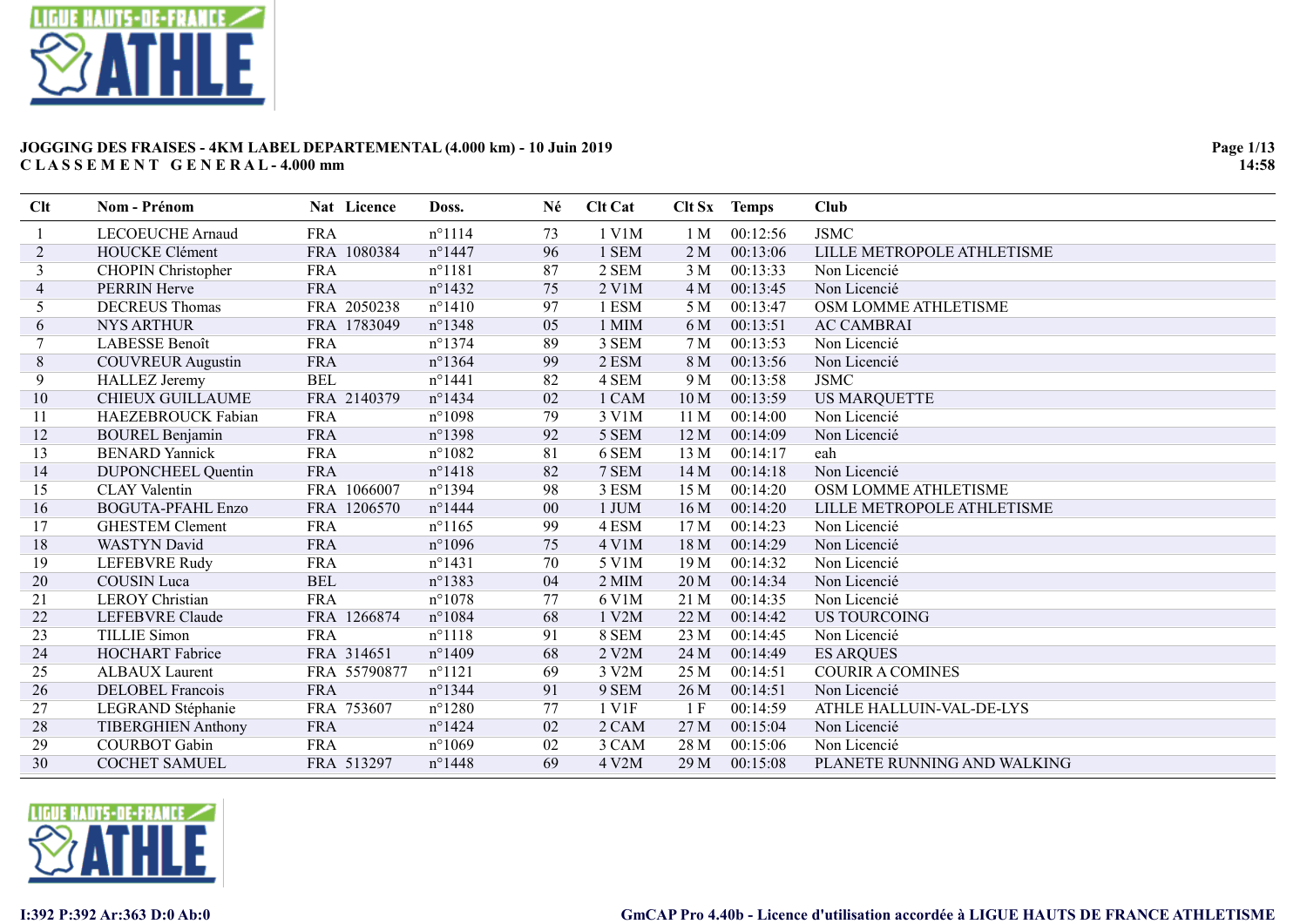**JOGGING DES FRAISES - 4KM LABEL DEPARTEMENTAL (4.000 km) - 10 Juin 2019**
**CLASSEMENT GENERAL - 4.000 mm**

| Clt | Nom - Prénom | Nat | Licence | Doss. | Né | Clt Cat | Clt Sx | Temps | Club |
|---|---|---|---|---|---|---|---|---|---|
| 1 | LECOEUCHE Arnaud | FRA | | n°1114 | 73 | 1 V1M | 1 M | 00:12:56 | JSMC |
| 2 | HOUCKE Clément | FRA | 1080384 | n°1447 | 96 | 1 SEM | 2 M | 00:13:06 | LILLE METROPOLE ATHLETISME |
| 3 | CHOPIN Christopher | FRA | | n°1181 | 87 | 2 SEM | 3 M | 00:13:33 | Non Licencié |
| 4 | PERRIN Herve | FRA | | n°1432 | 75 | 2 V1M | 4 M | 00:13:45 | Non Licencié |
| 5 | DECREUS Thomas | FRA | 2050238 | n°1410 | 97 | 1 ESM | 5 M | 00:13:47 | OSM LOMME ATHLETISME |
| 6 | NYS ARTHUR | FRA | 1783049 | n°1348 | 05 | 1 MIM | 6 M | 00:13:51 | AC CAMBRAI |
| 7 | LABESSE Benoît | FRA | | n°1374 | 89 | 3 SEM | 7 M | 00:13:53 | Non Licencié |
| 8 | COUVREUR Augustin | FRA | | n°1364 | 99 | 2 ESM | 8 M | 00:13:56 | Non Licencié |
| 9 | HALLEZ Jeremy | BEL | | n°1441 | 82 | 4 SEM | 9 M | 00:13:58 | JSMC |
| 10 | CHIEUX GUILLAUME | FRA | 2140379 | n°1434 | 02 | 1 CAM | 10 M | 00:13:59 | US MARQUETTE |
| 11 | HAEZEBROUCK Fabian | FRA | | n°1098 | 79 | 3 V1M | 11 M | 00:14:00 | Non Licencié |
| 12 | BOUREL Benjamin | FRA | | n°1398 | 92 | 5 SEM | 12 M | 00:14:09 | Non Licencié |
| 13 | BENARD Yannick | FRA | | n°1082 | 81 | 6 SEM | 13 M | 00:14:17 | eah |
| 14 | DUPONCHEEL Quentin | FRA | | n°1418 | 82 | 7 SEM | 14 M | 00:14:18 | Non Licencié |
| 15 | CLAY Valentin | FRA | 1066007 | n°1394 | 98 | 3 ESM | 15 M | 00:14:20 | OSM LOMME ATHLETISME |
| 16 | BOGUTA-PFAHL Enzo | FRA | 1206570 | n°1444 | 00 | 1 JUM | 16 M | 00:14:20 | LILLE METROPOLE ATHLETISME |
| 17 | GHESTEM Clement | FRA | | n°1165 | 99 | 4 ESM | 17 M | 00:14:23 | Non Licencié |
| 18 | WASTYN David | FRA | | n°1096 | 75 | 4 V1M | 18 M | 00:14:29 | Non Licencié |
| 19 | LEFEBVRE Rudy | FRA | | n°1431 | 70 | 5 V1M | 19 M | 00:14:32 | Non Licencié |
| 20 | COUSIN Luca | BEL | | n°1383 | 04 | 2 MIM | 20 M | 00:14:34 | Non Licencié |
| 21 | LEROY Christian | FRA | | n°1078 | 77 | 6 V1M | 21 M | 00:14:35 | Non Licencié |
| 22 | LEFEBVRE Claude | FRA | 1266874 | n°1084 | 68 | 1 V2M | 22 M | 00:14:42 | US TOURCOING |
| 23 | TILLIE Simon | FRA | | n°1118 | 91 | 8 SEM | 23 M | 00:14:45 | Non Licencié |
| 24 | HOCHART Fabrice | FRA | 314651 | n°1409 | 68 | 2 V2M | 24 M | 00:14:49 | ES ARQUES |
| 25 | ALBAUX Laurent | FRA | 55790877 | n°1121 | 69 | 3 V2M | 25 M | 00:14:51 | COURIR A COMINES |
| 26 | DELOBEL Francois | FRA | | n°1344 | 91 | 9 SEM | 26 M | 00:14:51 | Non Licencié |
| 27 | LEGRAND Stéphanie | FRA | 753607 | n°1280 | 77 | 1 V1F | 1 F | 00:14:59 | ATHLE HALLUIN-VAL-DE-LYS |
| 28 | TIBERGHIEN Anthony | FRA | | n°1424 | 02 | 2 CAM | 27 M | 00:15:04 | Non Licencié |
| 29 | COURBOT Gabin | FRA | | n°1069 | 02 | 3 CAM | 28 M | 00:15:06 | Non Licencié |
| 30 | COCHET SAMUEL | FRA | 513297 | n°1448 | 69 | 4 V2M | 29 M | 00:15:08 | PLANETE RUNNING AND WALKING |

I:392 P:392 Ar:363 D:0 Ab:0

GmCAP Pro 4.40b - Licence d'utilisation accordée à LIGUE HAUTS DE FRANCE ATHLETISME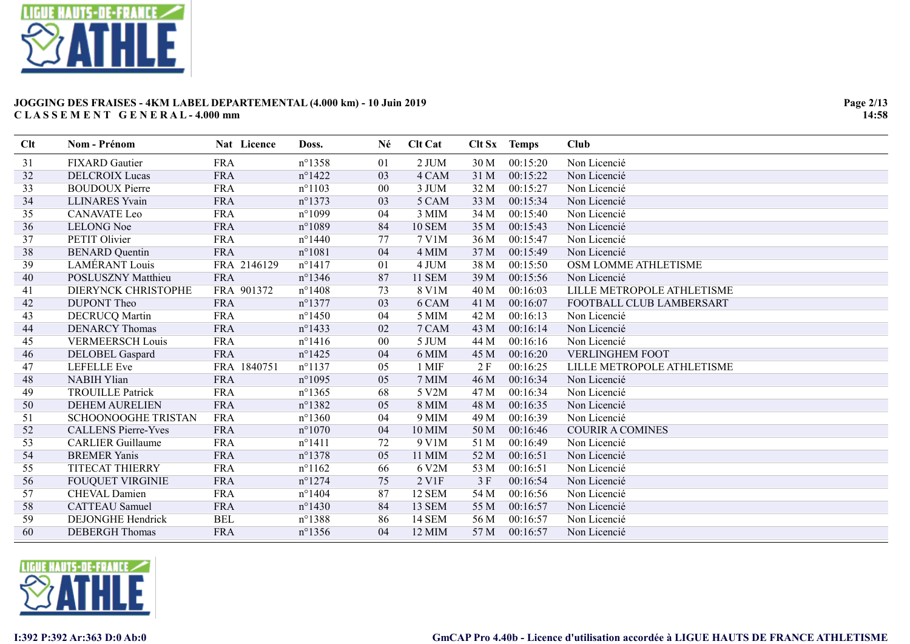**JOGGING DES FRAISES - 4KM LABEL DEPARTEMENTAL (4.000 km) - 10 Juin 2019**
**C L A S S E M E N T  G E N E R A L - 4.000 mm**

| Clt | Nom - Prénom | Nat | Licence | Doss. | Né | Clt Cat | Clt Sx | Temps | Club |
|---|---|---|---|---|---|---|---|---|---|
| 31 | FIXARD Gautier | FRA | | n°1358 | 01 | 2 JUM | 30 M | 00:15:20 | Non Licencié |
| 32 | DELCROIX Lucas | FRA | | n°1422 | 03 | 4 CAM | 31 M | 00:15:22 | Non Licencié |
| 33 | BOUDOUX Pierre | FRA | | n°1103 | 00 | 3 JUM | 32 M | 00:15:27 | Non Licencié |
| 34 | LLINARES Yvain | FRA | | n°1373 | 03 | 5 CAM | 33 M | 00:15:34 | Non Licencié |
| 35 | CANAVATE Leo | FRA | | n°1099 | 04 | 3 MIM | 34 M | 00:15:40 | Non Licencié |
| 36 | LELONG Noe | FRA | | n°1089 | 84 | 10 SEM | 35 M | 00:15:43 | Non Licencié |
| 37 | PETIT Olivier | FRA | | n°1440 | 77 | 7 V1M | 36 M | 00:15:47 | Non Licencié |
| 38 | BENARD Quentin | FRA | | n°1081 | 04 | 4 MIM | 37 M | 00:15:49 | Non Licencié |
| 39 | LAMÉRANT Louis | FRA | 2146129 | n°1417 | 01 | 4 JUM | 38 M | 00:15:50 | OSM LOMME ATHLETISME |
| 40 | POSLUSZNY Matthieu | FRA | | n°1346 | 87 | 11 SEM | 39 M | 00:15:56 | Non Licencié |
| 41 | DIERYNCK CHRISTOPHE | FRA | 901372 | n°1408 | 73 | 8 V1M | 40 M | 00:16:03 | LILLE METROPOLE ATHLETISME |
| 42 | DUPONT Theo | FRA | | n°1377 | 03 | 6 CAM | 41 M | 00:16:07 | FOOTBALL CLUB LAMBERSART |
| 43 | DECRUCQ Martin | FRA | | n°1450 | 04 | 5 MIM | 42 M | 00:16:13 | Non Licencié |
| 44 | DENARCY Thomas | FRA | | n°1433 | 02 | 7 CAM | 43 M | 00:16:14 | Non Licencié |
| 45 | VERMEERSCH Louis | FRA | | n°1416 | 00 | 5 JUM | 44 M | 00:16:16 | Non Licencié |
| 46 | DELOBEL Gaspard | FRA | | n°1425 | 04 | 6 MIM | 45 M | 00:16:20 | VERLINGHEM FOOT |
| 47 | LEFELLE Eve | FRA | 1840751 | n°1137 | 05 | 1 MIF | 2 F | 00:16:25 | LILLE METROPOLE ATHLETISME |
| 48 | NABIH Ylian | FRA | | n°1095 | 05 | 7 MIM | 46 M | 00:16:34 | Non Licencié |
| 49 | TROUILLE Patrick | FRA | | n°1365 | 68 | 5 V2M | 47 M | 00:16:34 | Non Licencié |
| 50 | DEHEM AURELIEN | FRA | | n°1382 | 05 | 8 MIM | 48 M | 00:16:35 | Non Licencié |
| 51 | SCHOONOOGHE TRISTAN | FRA | | n°1360 | 04 | 9 MIM | 49 M | 00:16:39 | Non Licencié |
| 52 | CALLENS Pierre-Yves | FRA | | n°1070 | 04 | 10 MIM | 50 M | 00:16:46 | COURIR A COMINES |
| 53 | CARLIER Guillaume | FRA | | n°1411 | 72 | 9 V1M | 51 M | 00:16:49 | Non Licencié |
| 54 | BREMER Yanis | FRA | | n°1378 | 05 | 11 MIM | 52 M | 00:16:51 | Non Licencié |
| 55 | TITECAT THIERRY | FRA | | n°1162 | 66 | 6 V2M | 53 M | 00:16:51 | Non Licencié |
| 56 | FOUQUET VIRGINIE | FRA | | n°1274 | 75 | 2 V1F | 3 F | 00:16:54 | Non Licencié |
| 57 | CHEVAL Damien | FRA | | n°1404 | 87 | 12 SEM | 54 M | 00:16:56 | Non Licencié |
| 58 | CATTEAU Samuel | FRA | | n°1430 | 84 | 13 SEM | 55 M | 00:16:57 | Non Licencié |
| 59 | DEJONGHE Hendrick | BEL | | n°1388 | 86 | 14 SEM | 56 M | 00:16:57 | Non Licencié |
| 60 | DEBERGH Thomas | FRA | | n°1356 | 04 | 12 MIM | 57 M | 00:16:57 | Non Licencié |

I:392 P:392 Ar:363 D:0 Ab:0

GmCAP Pro 4.40b - Licence d'utilisation accordée à LIGUE HAUTS DE FRANCE ATHLETISME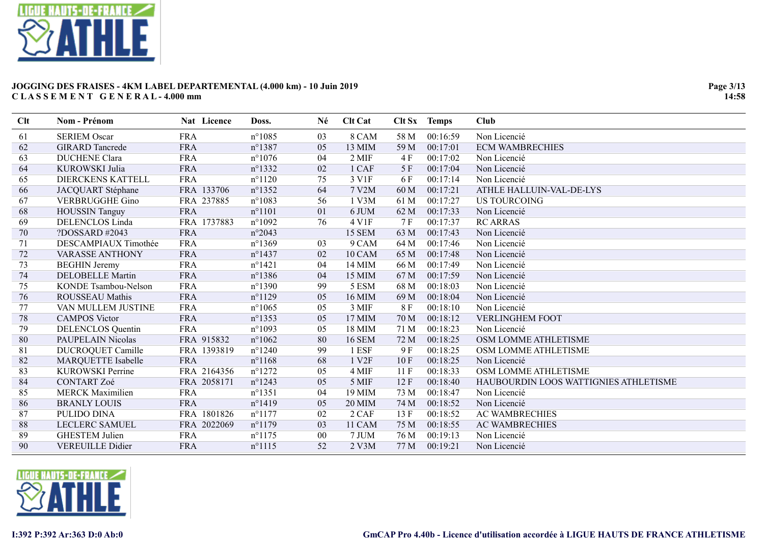**JOGGING DES FRAISES - 4KM LABEL DEPARTEMENTAL (4.000 km) - 10 Juin 2019**
**C L A S S E M E N T   G E N E R A L - 4.000 mm**

| Clt | Nom - Prénom | Nat | Licence | Doss. | Né | Clt Cat | Clt Sx | Temps | Club |
|---|---|---|---|---|---|---|---|---|---|
| 61 | SERIEM Oscar | FRA | | n°1085 | 03 | 8 CAM | 58 M | 00:16:59 | Non Licencié |
| 62 | GIRARD Tancrede | FRA | | n°1387 | 05 | 13 MIM | 59 M | 00:17:01 | ECM WAMBRECHIES |
| 63 | DUCHENE Clara | FRA | | n°1076 | 04 | 2 MIF | 4 F | 00:17:02 | Non Licencié |
| 64 | KUROWSKI Julia | FRA | | n°1332 | 02 | 1 CAF | 5 F | 00:17:04 | Non Licencié |
| 65 | DIERCKENS KATTELL | FRA | | n°1120 | 75 | 3 V1F | 6 F | 00:17:14 | Non Licencié |
| 66 | JACQUART Stéphane | FRA | 133706 | n°1352 | 64 | 7 V2M | 60 M | 00:17:21 | ATHLE HALLUIN-VAL-DE-LYS |
| 67 | VERBRUGGHE Gino | FRA | 237885 | n°1083 | 56 | 1 V3M | 61 M | 00:17:27 | US TOURCOING |
| 68 | HOUSSIN Tanguy | FRA | | n°1101 | 01 | 6 JUM | 62 M | 00:17:33 | Non Licencié |
| 69 | DELENCLOS Linda | FRA | 1737883 | n°1092 | 76 | 4 V1F | 7 F | 00:17:37 | RC ARRAS |
| 70 | ?DOSSARD #2043 | FRA | | n°2043 | | 15 SEM | 63 M | 00:17:43 | Non Licencié |
| 71 | DESCAMPIAUX Timothée | FRA | | n°1369 | 03 | 9 CAM | 64 M | 00:17:46 | Non Licencié |
| 72 | VARASSE ANTHONY | FRA | | n°1437 | 02 | 10 CAM | 65 M | 00:17:48 | Non Licencié |
| 73 | BEGHIN Jeremy | FRA | | n°1421 | 04 | 14 MIM | 66 M | 00:17:49 | Non Licencié |
| 74 | DELOBELLE Martin | FRA | | n°1386 | 04 | 15 MIM | 67 M | 00:17:59 | Non Licencié |
| 75 | KONDE Tsambou-Nelson | FRA | | n°1390 | 99 | 5 ESM | 68 M | 00:18:03 | Non Licencié |
| 76 | ROUSSEAU Mathis | FRA | | n°1129 | 05 | 16 MIM | 69 M | 00:18:04 | Non Licencié |
| 77 | VAN MULLEM JUSTINE | FRA | | n°1065 | 05 | 3 MIF | 8 F | 00:18:10 | Non Licencié |
| 78 | CAMPOS Victor | FRA | | n°1353 | 05 | 17 MIM | 70 M | 00:18:12 | VERLINGHEM FOOT |
| 79 | DELENCLOS Quentin | FRA | | n°1093 | 05 | 18 MIM | 71 M | 00:18:23 | Non Licencié |
| 80 | PAUPELAIN Nicolas | FRA | 915832 | n°1062 | 80 | 16 SEM | 72 M | 00:18:25 | OSM LOMME ATHLETISME |
| 81 | DUCROQUET Camille | FRA | 1393819 | n°1240 | 99 | 1 ESF | 9 F | 00:18:25 | OSM LOMME ATHLETISME |
| 82 | MARQUETTE Isabelle | FRA | | n°1168 | 68 | 1 V2F | 10 F | 00:18:25 | Non Licencié |
| 83 | KUROWSKI Perrine | FRA | 2164356 | n°1272 | 05 | 4 MIF | 11 F | 00:18:33 | OSM LOMME ATHLETISME |
| 84 | CONTART Zoé | FRA | 2058171 | n°1243 | 05 | 5 MIF | 12 F | 00:18:40 | HAUBOURDIN LOOS WATTIGNIES ATHLETISME |
| 85 | MERCK Maximilien | FRA | | n°1351 | 04 | 19 MIM | 73 M | 00:18:47 | Non Licencié |
| 86 | BRANLY LOUIS | FRA | | n°1419 | 05 | 20 MIM | 74 M | 00:18:52 | Non Licencié |
| 87 | PULIDO DINA | FRA | 1801826 | n°1177 | 02 | 2 CAF | 13 F | 00:18:52 | AC WAMBRECHIES |
| 88 | LECLERC SAMUEL | FRA | 2022069 | n°1179 | 03 | 11 CAM | 75 M | 00:18:55 | AC WAMBRECHIES |
| 89 | GHESTEM Julien | FRA | | n°1175 | 00 | 7 JUM | 76 M | 00:19:13 | Non Licencié |
| 90 | VEREUILLE Didier | FRA | | n°1115 | 52 | 2 V3M | 77 M | 00:19:21 | Non Licencié |

I:392 P:392 Ar:363 D:0 Ab:0

GmCAP Pro 4.40b - Licence d'utilisation accordée à LIGUE HAUTS DE FRANCE ATHLETISME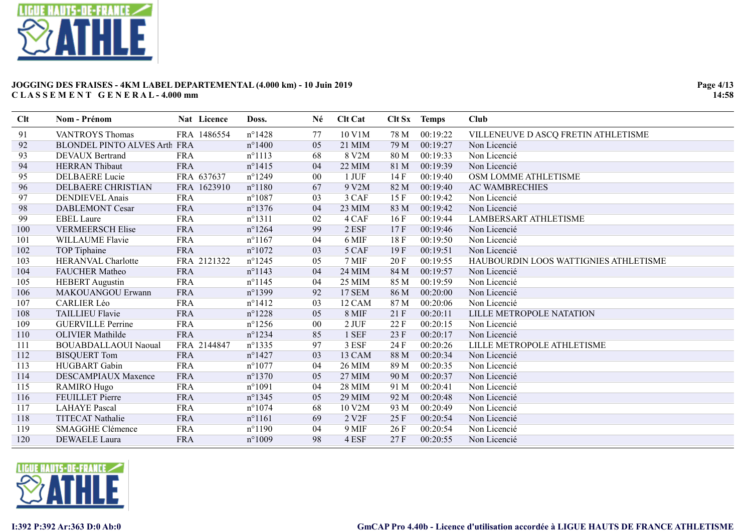**JOGGING DES FRAISES - 4KM LABEL DEPARTEMENTAL (4.000 km) - 10 Juin 2019**
**C L A S S E M E N T   G E N E R A L - 4.000 mm**

| Clt | Nom - Prénom | Nat | Licence | Doss. | Né | Clt Cat | Clt Sx | Temps | Club |
|---|---|---|---|---|---|---|---|---|---|
| 91 | VANTROYS Thomas | FRA | 1486554 | n°1428 | 77 | 10 V1M | 78 M | 00:19:22 | VILLENEUVE D ASCQ FRETIN ATHLETISME |
| 92 | BLONDEL PINTO ALVES Arth | FRA | | n°1400 | 05 | 21 MIM | 79 M | 00:19:27 | Non Licencié |
| 93 | DEVAUX Bertrand | FRA | | n°1113 | 68 | 8 V2M | 80 M | 00:19:33 | Non Licencié |
| 94 | HERRAN Thibaut | FRA | | n°1415 | 04 | 22 MIM | 81 M | 00:19:39 | Non Licencié |
| 95 | DELBAERE Lucie | FRA | 637637 | n°1249 | 00 | 1 JUF | 14 F | 00:19:40 | OSM LOMME ATHLETISME |
| 96 | DELBAERE CHRISTIAN | FRA | 1623910 | n°1180 | 67 | 9 V2M | 82 M | 00:19:40 | AC WAMBRECHIES |
| 97 | DENDIEVEL Anais | FRA | | n°1087 | 03 | 3 CAF | 15 F | 00:19:42 | Non Licencié |
| 98 | DABLEMONT Cesar | FRA | | n°1376 | 04 | 23 MIM | 83 M | 00:19:42 | Non Licencié |
| 99 | EBEL Laure | FRA | | n°1311 | 02 | 4 CAF | 16 F | 00:19:44 | LAMBERSART ATHLETISME |
| 100 | VERMEERSCH Elise | FRA | | n°1264 | 99 | 2 ESF | 17 F | 00:19:46 | Non Licencié |
| 101 | WILLAUME Flavie | FRA | | n°1167 | 04 | 6 MIF | 18 F | 00:19:50 | Non Licencié |
| 102 | TOP Tiphaine | FRA | | n°1072 | 03 | 5 CAF | 19 F | 00:19:51 | Non Licencié |
| 103 | HERANVAL Charlotte | FRA | 2121322 | n°1245 | 05 | 7 MIF | 20 F | 00:19:55 | HAUBOURDIN LOOS WATTIGNIES ATHLETISME |
| 104 | FAUCHER Matheo | FRA | | n°1143 | 04 | 24 MIM | 84 M | 00:19:57 | Non Licencié |
| 105 | HEBERT Augustin | FRA | | n°1145 | 04 | 25 MIM | 85 M | 00:19:59 | Non Licencié |
| 106 | MAKOUANGOU Erwann | FRA | | n°1399 | 92 | 17 SEM | 86 M | 00:20:00 | Non Licencié |
| 107 | CARLIER Léo | FRA | | n°1412 | 03 | 12 CAM | 87 M | 00:20:06 | Non Licencié |
| 108 | TAILLIEU Flavie | FRA | | n°1228 | 05 | 8 MIF | 21 F | 00:20:11 | LILLE METROPOLE NATATION |
| 109 | GUERVILLE Perrine | FRA | | n°1256 | 00 | 2 JUF | 22 F | 00:20:15 | Non Licencié |
| 110 | OLIVIER Mathilde | FRA | | n°1234 | 85 | 1 SEF | 23 F | 00:20:17 | Non Licencié |
| 111 | BOUABDALLAOUI Naoual | FRA | 2144847 | n°1335 | 97 | 3 ESF | 24 F | 00:20:26 | LILLE METROPOLE ATHLETISME |
| 112 | BISQUERT Tom | FRA | | n°1427 | 03 | 13 CAM | 88 M | 00:20:34 | Non Licencié |
| 113 | HUGBART Gabin | FRA | | n°1077 | 04 | 26 MIM | 89 M | 00:20:35 | Non Licencié |
| 114 | DESCAMPIAUX Maxence | FRA | | n°1370 | 05 | 27 MIM | 90 M | 00:20:37 | Non Licencié |
| 115 | RAMIRO Hugo | FRA | | n°1091 | 04 | 28 MIM | 91 M | 00:20:41 | Non Licencié |
| 116 | FEUILLET Pierre | FRA | | n°1345 | 05 | 29 MIM | 92 M | 00:20:48 | Non Licencié |
| 117 | LAHAYE Pascal | FRA | | n°1074 | 68 | 10 V2M | 93 M | 00:20:49 | Non Licencié |
| 118 | TITECAT Nathalie | FRA | | n°1161 | 69 | 2 V2F | 25 F | 00:20:54 | Non Licencié |
| 119 | SMAGGHE Clémence | FRA | | n°1190 | 04 | 9 MIF | 26 F | 00:20:54 | Non Licencié |
| 120 | DEWAELE Laura | FRA | | n°1009 | 98 | 4 ESF | 27 F | 00:20:55 | Non Licencié |

**I:392 P:392 Ar:363 D:0 Ab:0**

**GmCAP Pro 4.40b - Licence d'utilisation accordée à LIGUE HAUTS DE FRANCE ATHLETISME**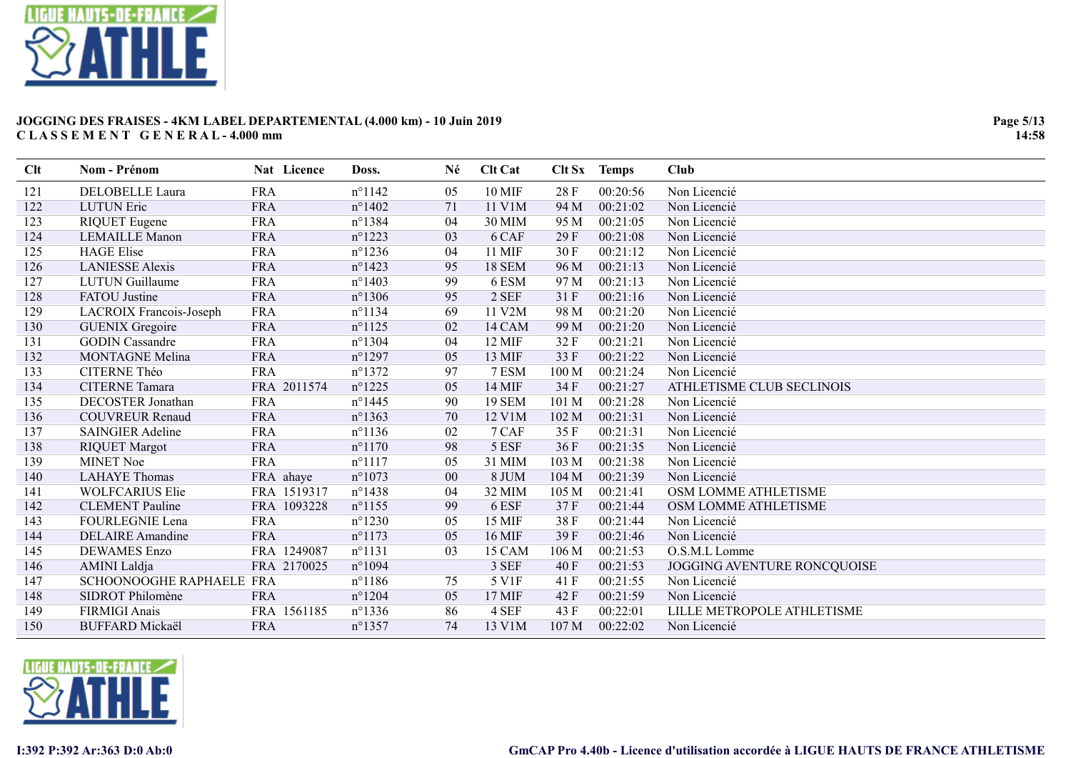**JOGGING DES FRAISES - 4KM LABEL DEPARTEMENTAL (4.000 km) - 10 Juin 2019**
**C L A S S E M E N T G E N E R A L - 4.000 mm**

| Clt | Nom - Prénom | Nat | Licence | Doss. | Né | Clt Cat | Clt Sx | Temps | Club |
|---|---|---|---|---|---|---|---|---|---|
| 121 | DELOBELLE Laura | FRA | | n°1142 | 05 | 10 MIF | 28 F | 00:20:56 | Non Licencié |
| 122 | LUTUN Eric | FRA | | n°1402 | 71 | 11 V1M | 94 M | 00:21:02 | Non Licencié |
| 123 | RIQUET Eugene | FRA | | n°1384 | 04 | 30 MIM | 95 M | 00:21:05 | Non Licencié |
| 124 | LEMAILLE Manon | FRA | | n°1223 | 03 | 6 CAF | 29 F | 00:21:08 | Non Licencié |
| 125 | HAGE Elise | FRA | | n°1236 | 04 | 11 MIF | 30 F | 00:21:12 | Non Licencié |
| 126 | LANIESSE Alexis | FRA | | n°1423 | 95 | 18 SEM | 96 M | 00:21:13 | Non Licencié |
| 127 | LUTUN Guillaume | FRA | | n°1403 | 99 | 6 ESM | 97 M | 00:21:13 | Non Licencié |
| 128 | FATOU Justine | FRA | | n°1306 | 95 | 2 SEF | 31 F | 00:21:16 | Non Licencié |
| 129 | LACROIX Francois-Joseph | FRA | | n°1134 | 69 | 11 V2M | 98 M | 00:21:20 | Non Licencié |
| 130 | GUENIX Gregoire | FRA | | n°1125 | 02 | 14 CAM | 99 M | 00:21:20 | Non Licencié |
| 131 | GODIN Cassandre | FRA | | n°1304 | 04 | 12 MIF | 32 F | 00:21:21 | Non Licencié |
| 132 | MONTAGNE Melina | FRA | | n°1297 | 05 | 13 MIF | 33 F | 00:21:22 | Non Licencié |
| 133 | CITERNE Théo | FRA | | n°1372 | 97 | 7 ESM | 100 M | 00:21:24 | Non Licencié |
| 134 | CITERNE Tamara | FRA | 2011574 | n°1225 | 05 | 14 MIF | 34 F | 00:21:27 | ATHLETISME CLUB SECLINOIS |
| 135 | DECOSTER Jonathan | FRA | | n°1445 | 90 | 19 SEM | 101 M | 00:21:28 | Non Licencié |
| 136 | COUVREUR Renaud | FRA | | n°1363 | 70 | 12 V1M | 102 M | 00:21:31 | Non Licencié |
| 137 | SAINGIER Adeline | FRA | | n°1136 | 02 | 7 CAF | 35 F | 00:21:31 | Non Licencié |
| 138 | RIQUET Margot | FRA | | n°1170 | 98 | 5 ESF | 36 F | 00:21:35 | Non Licencié |
| 139 | MINET Noe | FRA | | n°1117 | 05 | 31 MIM | 103 M | 00:21:38 | Non Licencié |
| 140 | LAHAYE Thomas | FRA | ahaye | n°1073 | 00 | 8 JUM | 104 M | 00:21:39 | Non Licencié |
| 141 | WOLFCARIUS Elie | FRA | 1519317 | n°1438 | 04 | 32 MIM | 105 M | 00:21:41 | OSM LOMME ATHLETISME |
| 142 | CLEMENT Pauline | FRA | 1093228 | n°1155 | 99 | 6 ESF | 37 F | 00:21:44 | OSM LOMME ATHLETISME |
| 143 | FOURLEGNIE Lena | FRA | | n°1230 | 05 | 15 MIF | 38 F | 00:21:44 | Non Licencié |
| 144 | DELAIRE Amandine | FRA | | n°1173 | 05 | 16 MIF | 39 F | 00:21:46 | Non Licencié |
| 145 | DEWAMES Enzo | FRA | 1249087 | n°1131 | 03 | 15 CAM | 106 M | 00:21:53 | O.S.M.L Lomme |
| 146 | AMINI Laldja | FRA | 2170025 | n°1094 | | 3 SEF | 40 F | 00:21:53 | JOGGING AVENTURE RONCQUOISE |
| 147 | SCHOONOOGHE RAPHAELE | FRA | | n°1186 | 75 | 5 V1F | 41 F | 00:21:55 | Non Licencié |
| 148 | SIDROT Philomène | FRA | | n°1204 | 05 | 17 MIF | 42 F | 00:21:59 | Non Licencié |
| 149 | FIRMIGI Anais | FRA | 1561185 | n°1336 | 86 | 4 SEF | 43 F | 00:22:01 | LILLE METROPOLE ATHLETISME |
| 150 | BUFFARD Mickaël | FRA | | n°1357 | 74 | 13 V1M | 107 M | 00:22:02 | Non Licencié |

I:392 P:392 Ar:363 D:0 Ab:0

GmCAP Pro 4.40b - Licence d'utilisation accordée à LIGUE HAUTS DE FRANCE ATHLETISME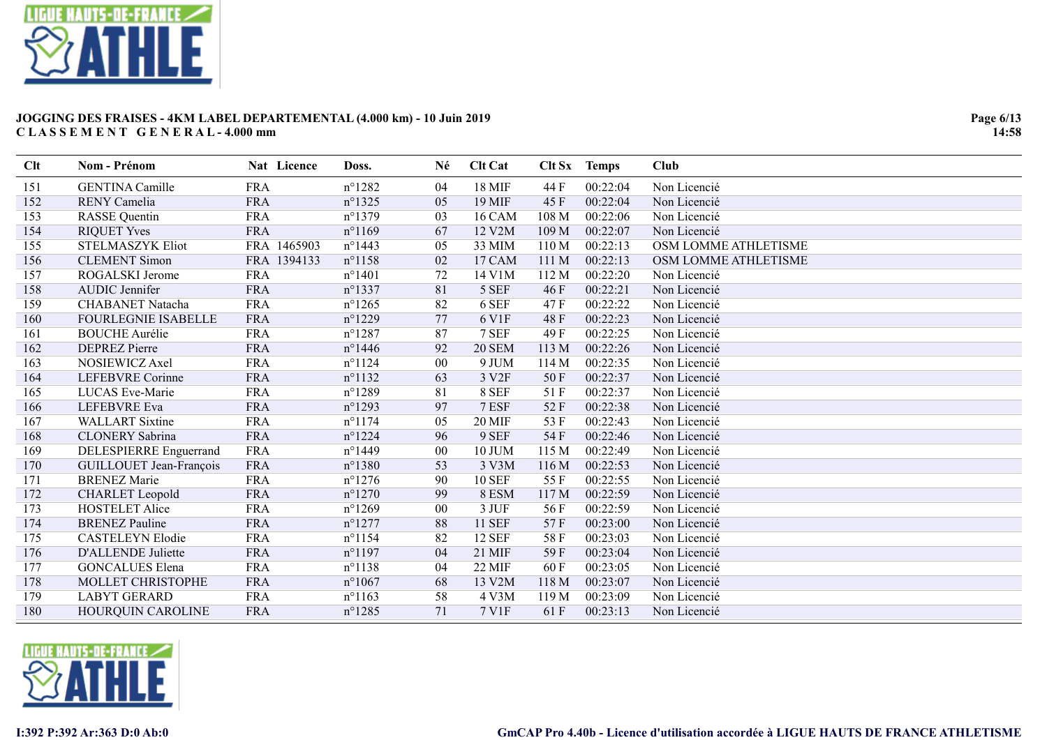**JOGGING DES FRAISES - 4KM LABEL DEPARTEMENTAL (4.000 km) - 10 Juin 2019**
**CLASSEMENT GENERAL - 4.000 mm**

| Clt | Nom - Prénom | Nat | Licence | Doss. | Né | Clt Cat | Clt Sx | Temps | Club |
|---|---|---|---|---|---|---|---|---|---|
| 151 | GENTINA Camille | FRA | | n°1282 | 04 | 18 MIF | 44 F | 00:22:04 | Non Licencié |
| 152 | RENY Camelia | FRA | | n°1325 | 05 | 19 MIF | 45 F | 00:22:04 | Non Licencié |
| 153 | RASSE Quentin | FRA | | n°1379 | 03 | 16 CAM | 108 M | 00:22:06 | Non Licencié |
| 154 | RIQUET Yves | FRA | | n°1169 | 67 | 12 V2M | 109 M | 00:22:07 | Non Licencié |
| 155 | STELMASZYK Eliot | FRA | 1465903 | n°1443 | 05 | 33 MIM | 110 M | 00:22:13 | OSM LOMME ATHLETISME |
| 156 | CLEMENT Simon | FRA | 1394133 | n°1158 | 02 | 17 CAM | 111 M | 00:22:13 | OSM LOMME ATHLETISME |
| 157 | ROGALSKI Jerome | FRA | | n°1401 | 72 | 14 V1M | 112 M | 00:22:20 | Non Licencié |
| 158 | AUDIC Jennifer | FRA | | n°1337 | 81 | 5 SEF | 46 F | 00:22:21 | Non Licencié |
| 159 | CHABANET Natacha | FRA | | n°1265 | 82 | 6 SEF | 47 F | 00:22:22 | Non Licencié |
| 160 | FOURLEGNIE ISABELLE | FRA | | n°1229 | 77 | 6 V1F | 48 F | 00:22:23 | Non Licencié |
| 161 | BOUCHE Aurélie | FRA | | n°1287 | 87 | 7 SEF | 49 F | 00:22:25 | Non Licencié |
| 162 | DEPREZ Pierre | FRA | | n°1446 | 92 | 20 SEM | 113 M | 00:22:26 | Non Licencié |
| 163 | NOSIEWICZ Axel | FRA | | n°1124 | 00 | 9 JUM | 114 M | 00:22:35 | Non Licencié |
| 164 | LEFEBVRE Corinne | FRA | | n°1132 | 63 | 3 V2F | 50 F | 00:22:37 | Non Licencié |
| 165 | LUCAS Eve-Marie | FRA | | n°1289 | 81 | 8 SEF | 51 F | 00:22:37 | Non Licencié |
| 166 | LEFEBVRE Eva | FRA | | n°1293 | 97 | 7 ESF | 52 F | 00:22:38 | Non Licencié |
| 167 | WALLART Sixtine | FRA | | n°1174 | 05 | 20 MIF | 53 F | 00:22:43 | Non Licencié |
| 168 | CLONERY Sabrina | FRA | | n°1224 | 96 | 9 SEF | 54 F | 00:22:46 | Non Licencié |
| 169 | DELESPIERRE Enguerrand | FRA | | n°1449 | 00 | 10 JUM | 115 M | 00:22:49 | Non Licencié |
| 170 | GUILLOUET Jean-François | FRA | | n°1380 | 53 | 3 V3M | 116 M | 00:22:53 | Non Licencié |
| 171 | BRENEZ Marie | FRA | | n°1276 | 90 | 10 SEF | 55 F | 00:22:55 | Non Licencié |
| 172 | CHARLET Leopold | FRA | | n°1270 | 99 | 8 ESM | 117 M | 00:22:59 | Non Licencié |
| 173 | HOSTELET Alice | FRA | | n°1269 | 00 | 3 JUF | 56 F | 00:22:59 | Non Licencié |
| 174 | BRENEZ Pauline | FRA | | n°1277 | 88 | 11 SEF | 57 F | 00:23:00 | Non Licencié |
| 175 | CASTELEYN Elodie | FRA | | n°1154 | 82 | 12 SEF | 58 F | 00:23:03 | Non Licencié |
| 176 | D'ALLENDE Juliette | FRA | | n°1197 | 04 | 21 MIF | 59 F | 00:23:04 | Non Licencié |
| 177 | GONCALUES Elena | FRA | | n°1138 | 04 | 22 MIF | 60 F | 00:23:05 | Non Licencié |
| 178 | MOLLET CHRISTOPHE | FRA | | n°1067 | 68 | 13 V2M | 118 M | 00:23:07 | Non Licencié |
| 179 | LABYT GERARD | FRA | | n°1163 | 58 | 4 V3M | 119 M | 00:23:09 | Non Licencié |
| 180 | HOURQUIN CAROLINE | FRA | | n°1285 | 71 | 7 V1F | 61 F | 00:23:13 | Non Licencié |

I:392 P:392 Ar:363 D:0 Ab:0

GmCAP Pro 4.40b - Licence d'utilisation accordée à LIGUE HAUTS DE FRANCE ATHLETISME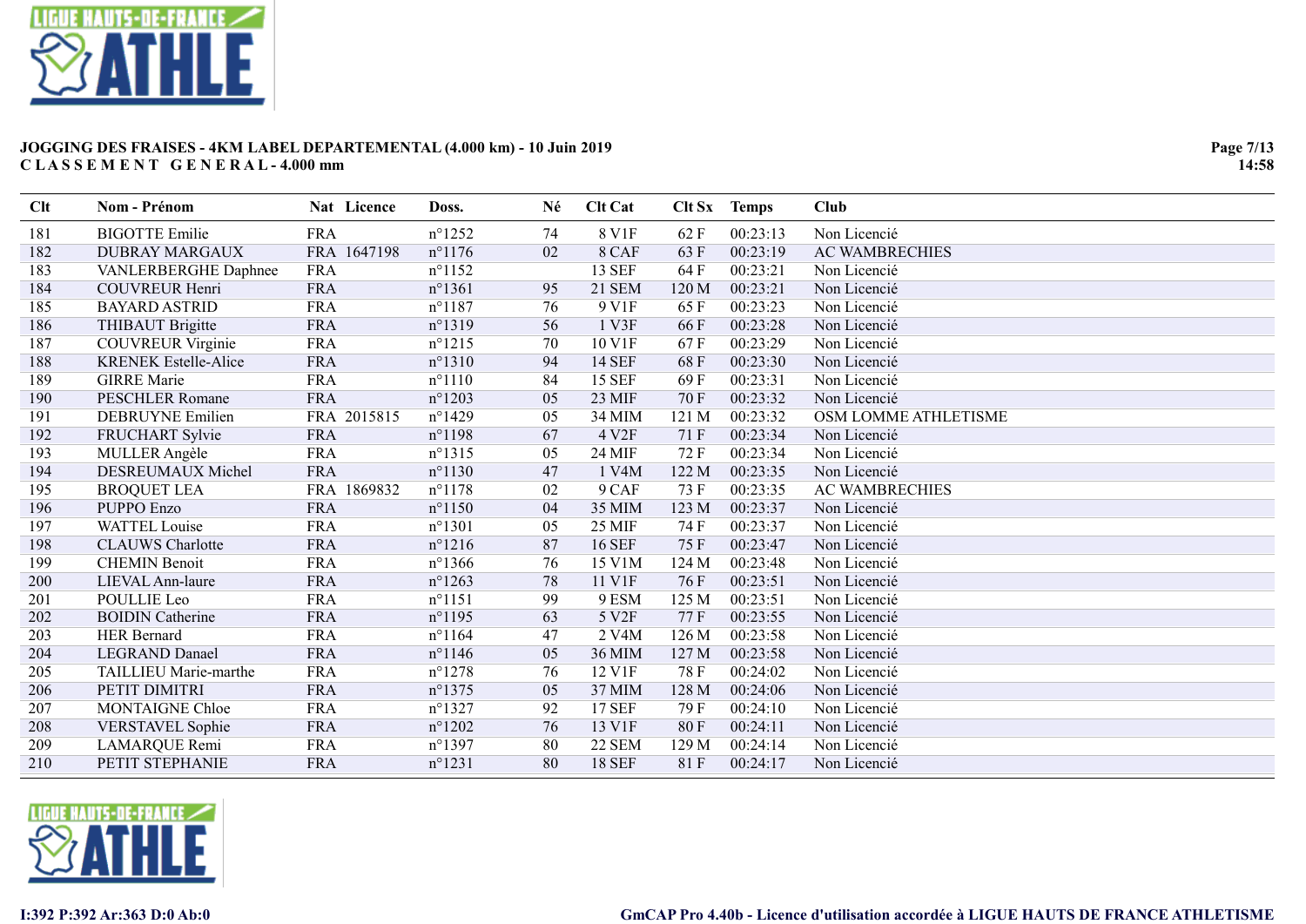**JOGGING DES FRAISES - 4KM LABEL DEPARTEMENTAL (4.000 km) - 10 Juin 2019**
**C L A S S E M E N T   G E N E R A L - 4.000 mm**

| Clt | Nom - Prénom | Nat | Licence | Doss. | Né | Clt Cat | Clt Sx | Temps | Club |
|---|---|---|---|---|---|---|---|---|---|
| 181 | BIGOTTE Emilie | FRA | | n°1252 | 74 | 8 V1F | 62 F | 00:23:13 | Non Licencié |
| 182 | DUBRAY MARGAUX | FRA | 1647198 | n°1176 | 02 | 8 CAF | 63 F | 00:23:19 | AC WAMBRECHIES |
| 183 | VANLERBERGHE Daphnee | FRA | | n°1152 | | 13 SEF | 64 F | 00:23:21 | Non Licencié |
| 184 | COUVREUR Henri | FRA | | n°1361 | 95 | 21 SEM | 120 M | 00:23:21 | Non Licencié |
| 185 | BAYARD ASTRID | FRA | | n°1187 | 76 | 9 V1F | 65 F | 00:23:23 | Non Licencié |
| 186 | THIBAUT Brigitte | FRA | | n°1319 | 56 | 1 V3F | 66 F | 00:23:28 | Non Licencié |
| 187 | COUVREUR Virginie | FRA | | n°1215 | 70 | 10 V1F | 67 F | 00:23:29 | Non Licencié |
| 188 | KRENEK Estelle-Alice | FRA | | n°1310 | 94 | 14 SEF | 68 F | 00:23:30 | Non Licencié |
| 189 | GIRRE Marie | FRA | | n°1110 | 84 | 15 SEF | 69 F | 00:23:31 | Non Licencié |
| 190 | PESCHLER Romane | FRA | | n°1203 | 05 | 23 MIF | 70 F | 00:23:32 | Non Licencié |
| 191 | DEBRUYNE Emilien | FRA | 2015815 | n°1429 | 05 | 34 MIM | 121 M | 00:23:32 | OSM LOMME ATHLETISME |
| 192 | FRUCHART Sylvie | FRA | | n°1198 | 67 | 4 V2F | 71 F | 00:23:34 | Non Licencié |
| 193 | MULLER Angèle | FRA | | n°1315 | 05 | 24 MIF | 72 F | 00:23:34 | Non Licencié |
| 194 | DESREUMAUX Michel | FRA | | n°1130 | 47 | 1 V4M | 122 M | 00:23:35 | Non Licencié |
| 195 | BROQUET LEA | FRA | 1869832 | n°1178 | 02 | 9 CAF | 73 F | 00:23:35 | AC WAMBRECHIES |
| 196 | PUPPO Enzo | FRA | | n°1150 | 04 | 35 MIM | 123 M | 00:23:37 | Non Licencié |
| 197 | WATTEL Louise | FRA | | n°1301 | 05 | 25 MIF | 74 F | 00:23:37 | Non Licencié |
| 198 | CLAUWS Charlotte | FRA | | n°1216 | 87 | 16 SEF | 75 F | 00:23:47 | Non Licencié |
| 199 | CHEMIN Benoit | FRA | | n°1366 | 76 | 15 V1M | 124 M | 00:23:48 | Non Licencié |
| 200 | LIEVAL Ann-laure | FRA | | n°1263 | 78 | 11 V1F | 76 F | 00:23:51 | Non Licencié |
| 201 | POULLIE Leo | FRA | | n°1151 | 99 | 9 ESM | 125 M | 00:23:51 | Non Licencié |
| 202 | BOIDIN Catherine | FRA | | n°1195 | 63 | 5 V2F | 77 F | 00:23:55 | Non Licencié |
| 203 | HER Bernard | FRA | | n°1164 | 47 | 2 V4M | 126 M | 00:23:58 | Non Licencié |
| 204 | LEGRAND Danael | FRA | | n°1146 | 05 | 36 MIM | 127 M | 00:23:58 | Non Licencié |
| 205 | TAILLIEU Marie-marthe | FRA | | n°1278 | 76 | 12 V1F | 78 F | 00:24:02 | Non Licencié |
| 206 | PETIT DIMITRI | FRA | | n°1375 | 05 | 37 MIM | 128 M | 00:24:06 | Non Licencié |
| 207 | MONTAIGNE Chloe | FRA | | n°1327 | 92 | 17 SEF | 79 F | 00:24:10 | Non Licencié |
| 208 | VERSTAVEL Sophie | FRA | | n°1202 | 76 | 13 V1F | 80 F | 00:24:11 | Non Licencié |
| 209 | LAMARQUE Remi | FRA | | n°1397 | 80 | 22 SEM | 129 M | 00:24:14 | Non Licencié |
| 210 | PETIT STEPHANIE | FRA | | n°1231 | 80 | 18 SEF | 81 F | 00:24:17 | Non Licencié |

I:392 P:392 Ar:363 D:0 Ab:0

GmCAP Pro 4.40b - Licence d'utilisation accordée à LIGUE HAUTS DE FRANCE ATHLETISME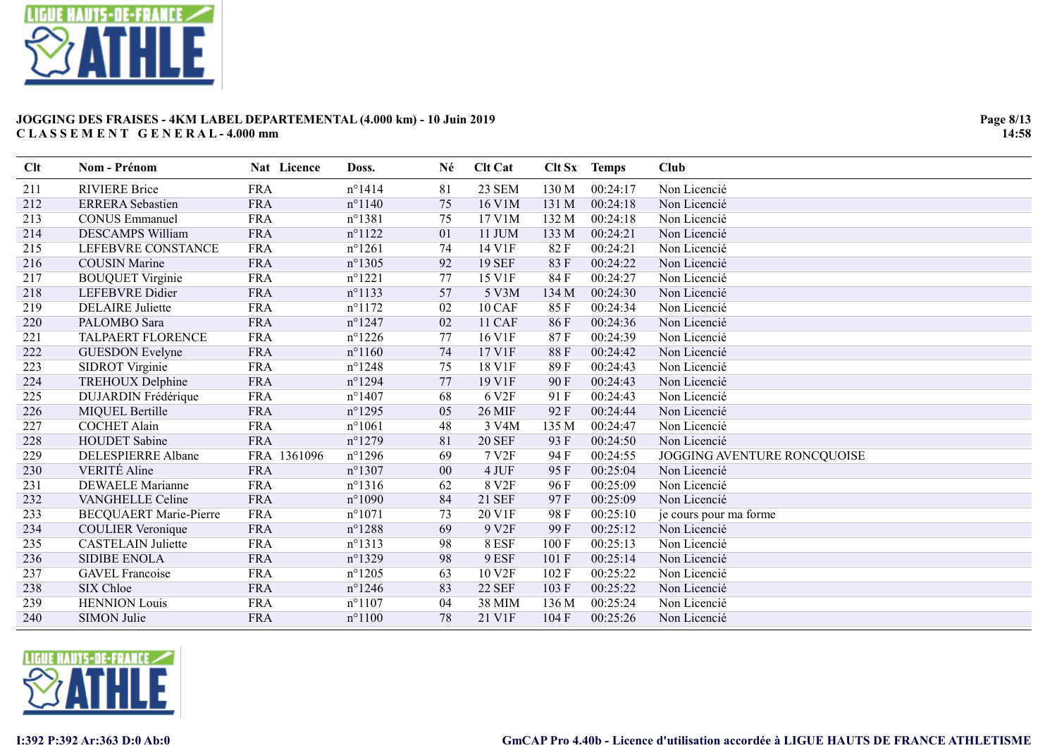**JOGGING DES FRAISES - 4KM LABEL DEPARTEMENTAL (4.000 km) - 10 Juin 2019**
**C L A S S E M E N T G E N E R A L - 4.000 mm**

| Clt | Nom - Prénom | Nat | Licence | Doss. | Né | Clt Cat | Clt Sx | Temps | Club |
|---|---|---|---|---|---|---|---|---|---|
| 211 | RIVIERE Brice | FRA | | n°1414 | 81 | 23 SEM | 130 M | 00:24:17 | Non Licencié |
| 212 | ERRERA Sebastien | FRA | | n°1140 | 75 | 16 V1M | 131 M | 00:24:18 | Non Licencié |
| 213 | CONUS Emmanuel | FRA | | n°1381 | 75 | 17 V1M | 132 M | 00:24:18 | Non Licencié |
| 214 | DESCAMPS William | FRA | | n°1122 | 01 | 11 JUM | 133 M | 00:24:21 | Non Licencié |
| 215 | LEFEBVRE CONSTANCE | FRA | | n°1261 | 74 | 14 V1F | 82 F | 00:24:21 | Non Licencié |
| 216 | COUSIN Marine | FRA | | n°1305 | 92 | 19 SEF | 83 F | 00:24:22 | Non Licencié |
| 217 | BOUQUET Virginie | FRA | | n°1221 | 77 | 15 V1F | 84 F | 00:24:27 | Non Licencié |
| 218 | LEFEBVRE Didier | FRA | | n°1133 | 57 | 5 V3M | 134 M | 00:24:30 | Non Licencié |
| 219 | DELAIRE Juliette | FRA | | n°1172 | 02 | 10 CAF | 85 F | 00:24:34 | Non Licencié |
| 220 | PALOMBO Sara | FRA | | n°1247 | 02 | 11 CAF | 86 F | 00:24:36 | Non Licencié |
| 221 | TALPAERT FLORENCE | FRA | | n°1226 | 77 | 16 V1F | 87 F | 00:24:39 | Non Licencié |
| 222 | GUESDON Evelyne | FRA | | n°1160 | 74 | 17 V1F | 88 F | 00:24:42 | Non Licencié |
| 223 | SIDROT Virginie | FRA | | n°1248 | 75 | 18 V1F | 89 F | 00:24:43 | Non Licencié |
| 224 | TREHOUX Delphine | FRA | | n°1294 | 77 | 19 V1F | 90 F | 00:24:43 | Non Licencié |
| 225 | DUJARDIN Frédérique | FRA | | n°1407 | 68 | 6 V2F | 91 F | 00:24:43 | Non Licencié |
| 226 | MIQUEL Bertille | FRA | | n°1295 | 05 | 26 MIF | 92 F | 00:24:44 | Non Licencié |
| 227 | COCHET Alain | FRA | | n°1061 | 48 | 3 V4M | 135 M | 00:24:47 | Non Licencié |
| 228 | HOUDET Sabine | FRA | | n°1279 | 81 | 20 SEF | 93 F | 00:24:50 | Non Licencié |
| 229 | DELESPIERRE Albane | FRA | 1361096 | n°1296 | 69 | 7 V2F | 94 F | 00:24:55 | JOGGING AVENTURE RONCQUOISE |
| 230 | VERITÉ Aline | FRA | | n°1307 | 00 | 4 JUF | 95 F | 00:25:04 | Non Licencié |
| 231 | DEWAELE Marianne | FRA | | n°1316 | 62 | 8 V2F | 96 F | 00:25:09 | Non Licencié |
| 232 | VANGHELLE Celine | FRA | | n°1090 | 84 | 21 SEF | 97 F | 00:25:09 | Non Licencié |
| 233 | BECQUAERT Marie-Pierre | FRA | | n°1071 | 73 | 20 V1F | 98 F | 00:25:10 | je cours pour ma forme |
| 234 | COULIER Veronique | FRA | | n°1288 | 69 | 9 V2F | 99 F | 00:25:12 | Non Licencié |
| 235 | CASTELAIN Juliette | FRA | | n°1313 | 98 | 8 ESF | 100 F | 00:25:13 | Non Licencié |
| 236 | SIDIBE ENOLA | FRA | | n°1329 | 98 | 9 ESF | 101 F | 00:25:14 | Non Licencié |
| 237 | GAVEL Francoise | FRA | | n°1205 | 63 | 10 V2F | 102 F | 00:25:22 | Non Licencié |
| 238 | SIX Chloe | FRA | | n°1246 | 83 | 22 SEF | 103 F | 00:25:22 | Non Licencié |
| 239 | HENNION Louis | FRA | | n°1107 | 04 | 38 MIM | 136 M | 00:25:24 | Non Licencié |
| 240 | SIMON Julie | FRA | | n°1100 | 78 | 21 V1F | 104 F | 00:25:26 | Non Licencié |

I:392 P:392 Ar:363 D:0 Ab:0

GmCAP Pro 4.40b - Licence d'utilisation accordée à LIGUE HAUTS DE FRANCE ATHLETISME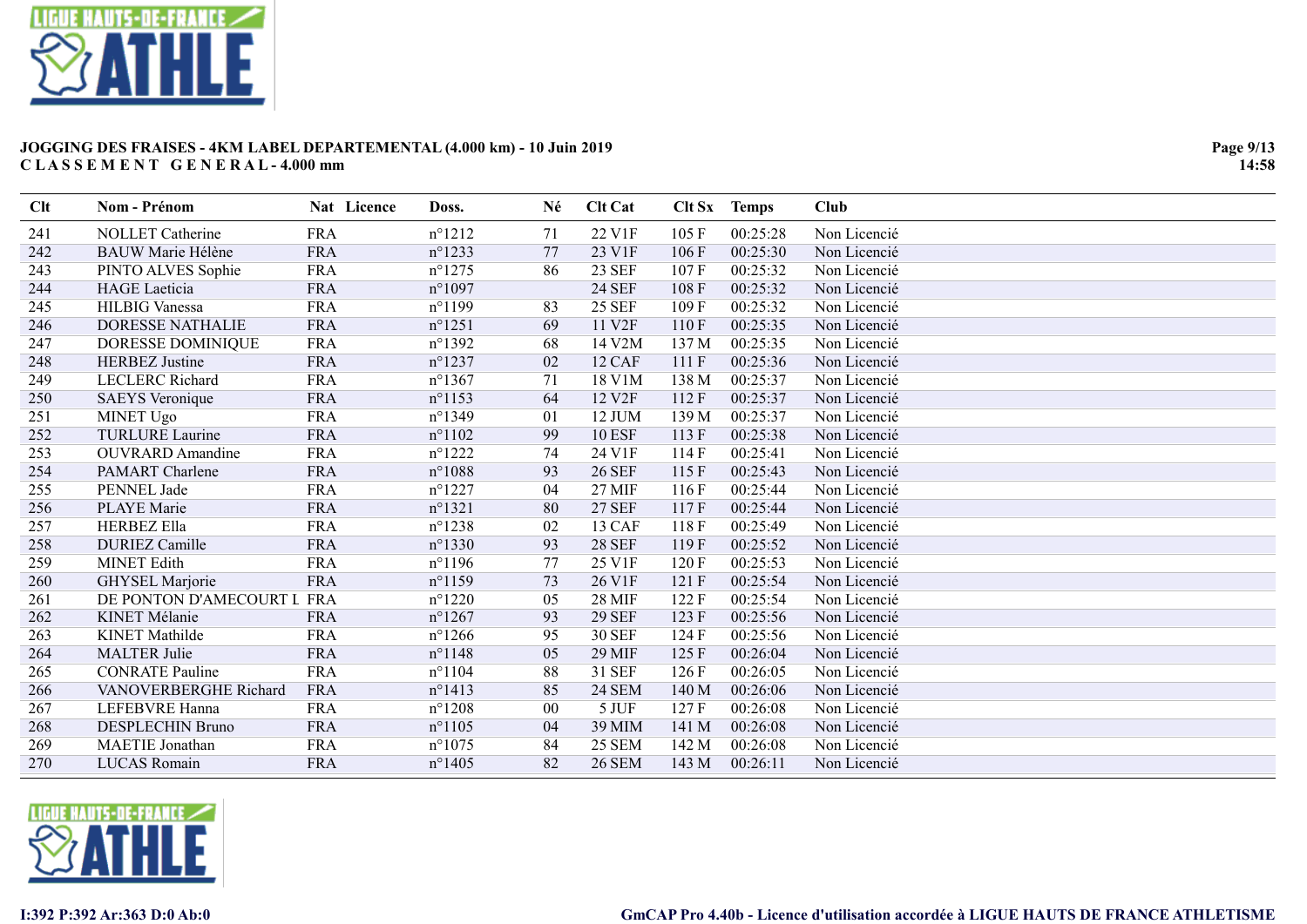**JOGGING DES FRAISES - 4KM LABEL DEPARTEMENTAL (4.000 km) - 10 Juin 2019**
**CLASSEMENT GENERAL - 4.000 mm**

| Clt | Nom - Prénom | Nat | Licence | Doss. | Né | Clt Cat | Clt Sx | Temps | Club |
|---|---|---|---|---|---|---|---|---|---|
| 241 | NOLLET Catherine | FRA | | n°1212 | 71 | 22 V1F | 105 F | 00:25:28 | Non Licencié |
| 242 | BAUW Marie Hélène | FRA | | n°1233 | 77 | 23 V1F | 106 F | 00:25:30 | Non Licencié |
| 243 | PINTO ALVES Sophie | FRA | | n°1275 | 86 | 23 SEF | 107 F | 00:25:32 | Non Licencié |
| 244 | HAGE Laeticia | FRA | | n°1097 | | 24 SEF | 108 F | 00:25:32 | Non Licencié |
| 245 | HILBIG Vanessa | FRA | | n°1199 | 83 | 25 SEF | 109 F | 00:25:32 | Non Licencié |
| 246 | DORESSE NATHALIE | FRA | | n°1251 | 69 | 11 V2F | 110 F | 00:25:35 | Non Licencié |
| 247 | DORESSE DOMINIQUE | FRA | | n°1392 | 68 | 14 V2M | 137 M | 00:25:35 | Non Licencié |
| 248 | HERBEZ Justine | FRA | | n°1237 | 02 | 12 CAF | 111 F | 00:25:36 | Non Licencié |
| 249 | LECLERC Richard | FRA | | n°1367 | 71 | 18 V1M | 138 M | 00:25:37 | Non Licencié |
| 250 | SAEYS Veronique | FRA | | n°1153 | 64 | 12 V2F | 112 F | 00:25:37 | Non Licencié |
| 251 | MINET Ugo | FRA | | n°1349 | 01 | 12 JUM | 139 M | 00:25:37 | Non Licencié |
| 252 | TURLURE Laurine | FRA | | n°1102 | 99 | 10 ESF | 113 F | 00:25:38 | Non Licencié |
| 253 | OUVRARD Amandine | FRA | | n°1222 | 74 | 24 V1F | 114 F | 00:25:41 | Non Licencié |
| 254 | PAMART Charlene | FRA | | n°1088 | 93 | 26 SEF | 115 F | 00:25:43 | Non Licencié |
| 255 | PENNEL Jade | FRA | | n°1227 | 04 | 27 MIF | 116 F | 00:25:44 | Non Licencié |
| 256 | PLAYE Marie | FRA | | n°1321 | 80 | 27 SEF | 117 F | 00:25:44 | Non Licencié |
| 257 | HERBEZ Ella | FRA | | n°1238 | 02 | 13 CAF | 118 F | 00:25:49 | Non Licencié |
| 258 | DURIEZ Camille | FRA | | n°1330 | 93 | 28 SEF | 119 F | 00:25:52 | Non Licencié |
| 259 | MINET Edith | FRA | | n°1196 | 77 | 25 V1F | 120 F | 00:25:53 | Non Licencié |
| 260 | GHYSEL Marjorie | FRA | | n°1159 | 73 | 26 V1F | 121 F | 00:25:54 | Non Licencié |
| 261 | DE PONTON D'AMECOURT L | FRA | | n°1220 | 05 | 28 MIF | 122 F | 00:25:54 | Non Licencié |
| 262 | KINET Mélanie | FRA | | n°1267 | 93 | 29 SEF | 123 F | 00:25:56 | Non Licencié |
| 263 | KINET Mathilde | FRA | | n°1266 | 95 | 30 SEF | 124 F | 00:25:56 | Non Licencié |
| 264 | MALTER Julie | FRA | | n°1148 | 05 | 29 MIF | 125 F | 00:26:04 | Non Licencié |
| 265 | CONRATE Pauline | FRA | | n°1104 | 88 | 31 SEF | 126 F | 00:26:05 | Non Licencié |
| 266 | VANOVERBERGHE Richard | FRA | | n°1413 | 85 | 24 SEM | 140 M | 00:26:06 | Non Licencié |
| 267 | LEFEBVRE Hanna | FRA | | n°1208 | 00 | 5 JUF | 127 F | 00:26:08 | Non Licencié |
| 268 | DESPLECHIN Bruno | FRA | | n°1105 | 04 | 39 MIM | 141 M | 00:26:08 | Non Licencié |
| 269 | MAETIE Jonathan | FRA | | n°1075 | 84 | 25 SEM | 142 M | 00:26:08 | Non Licencié |
| 270 | LUCAS Romain | FRA | | n°1405 | 82 | 26 SEM | 143 M | 00:26:11 | Non Licencié |

I:392 P:392 Ar:363 D:0 Ab:0

GmCAP Pro 4.40b - Licence d'utilisation accordée à LIGUE HAUTS DE FRANCE ATHLETISME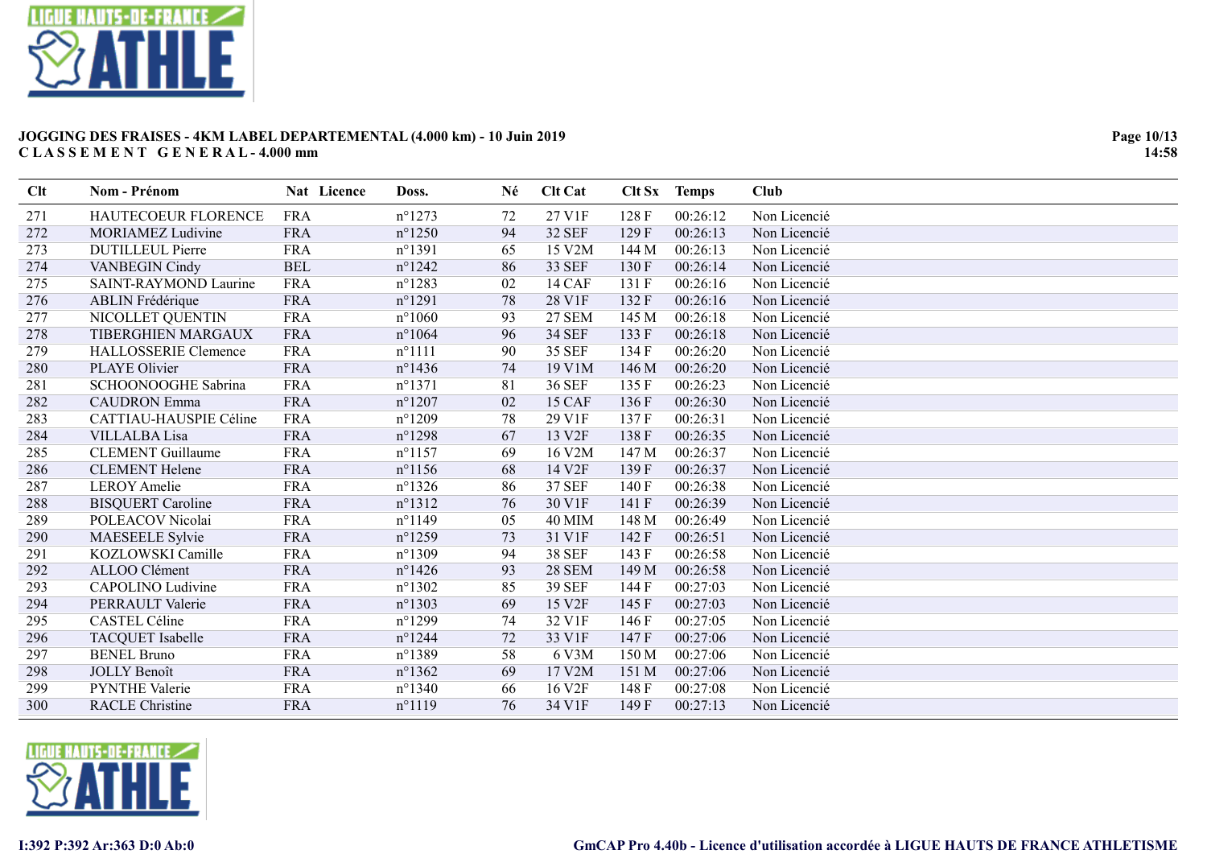**JOGGING DES FRAISES - 4KM LABEL DEPARTEMENTAL (4.000 km) - 10 Juin 2019**
**CLASSEMENT GENERAL - 4.000 mm**

| Clt | Nom - Prénom | Nat | Licence | Doss. | Né | Clt Cat | Clt Sx | Temps | Club |
|---|---|---|---|---|---|---|---|---|---|
| 271 | HAUTECOEUR FLORENCE | FRA | | n°1273 | 72 | 27 V1F | 128 F | 00:26:12 | Non Licencié |
| 272 | MORIAMEZ Ludivine | FRA | | n°1250 | 94 | 32 SEF | 129 F | 00:26:13 | Non Licencié |
| 273 | DUTILLEUL Pierre | FRA | | n°1391 | 65 | 15 V2M | 144 M | 00:26:13 | Non Licencié |
| 274 | VANBEGIN Cindy | BEL | | n°1242 | 86 | 33 SEF | 130 F | 00:26:14 | Non Licencié |
| 275 | SAINT-RAYMOND Laurine | FRA | | n°1283 | 02 | 14 CAF | 131 F | 00:26:16 | Non Licencié |
| 276 | ABLIN Frédérique | FRA | | n°1291 | 78 | 28 V1F | 132 F | 00:26:16 | Non Licencié |
| 277 | NICOLLET QUENTIN | FRA | | n°1060 | 93 | 27 SEM | 145 M | 00:26:18 | Non Licencié |
| 278 | TIBERGHIEN MARGAUX | FRA | | n°1064 | 96 | 34 SEF | 133 F | 00:26:18 | Non Licencié |
| 279 | HALLOSSERIE Clemence | FRA | | n°1111 | 90 | 35 SEF | 134 F | 00:26:20 | Non Licencié |
| 280 | PLAYE Olivier | FRA | | n°1436 | 74 | 19 V1M | 146 M | 00:26:20 | Non Licencié |
| 281 | SCHOONOOGHE Sabrina | FRA | | n°1371 | 81 | 36 SEF | 135 F | 00:26:23 | Non Licencié |
| 282 | CAUDRON Emma | FRA | | n°1207 | 02 | 15 CAF | 136 F | 00:26:30 | Non Licencié |
| 283 | CATTIAU-HAUSPIE Céline | FRA | | n°1209 | 78 | 29 V1F | 137 F | 00:26:31 | Non Licencié |
| 284 | VILLALBA Lisa | FRA | | n°1298 | 67 | 13 V2F | 138 F | 00:26:35 | Non Licencié |
| 285 | CLEMENT Guillaume | FRA | | n°1157 | 69 | 16 V2M | 147 M | 00:26:37 | Non Licencié |
| 286 | CLEMENT Helene | FRA | | n°1156 | 68 | 14 V2F | 139 F | 00:26:37 | Non Licencié |
| 287 | LEROY Amelie | FRA | | n°1326 | 86 | 37 SEF | 140 F | 00:26:38 | Non Licencié |
| 288 | BISQUERT Caroline | FRA | | n°1312 | 76 | 30 V1F | 141 F | 00:26:39 | Non Licencié |
| 289 | POLEACOV Nicolai | FRA | | n°1149 | 05 | 40 MIM | 148 M | 00:26:49 | Non Licencié |
| 290 | MAESEELE Sylvie | FRA | | n°1259 | 73 | 31 V1F | 142 F | 00:26:51 | Non Licencié |
| 291 | KOZLOWSKI Camille | FRA | | n°1309 | 94 | 38 SEF | 143 F | 00:26:58 | Non Licencié |
| 292 | ALLOO Clément | FRA | | n°1426 | 93 | 28 SEM | 149 M | 00:26:58 | Non Licencié |
| 293 | CAPOLINO Ludivine | FRA | | n°1302 | 85 | 39 SEF | 144 F | 00:27:03 | Non Licencié |
| 294 | PERRAULT Valerie | FRA | | n°1303 | 69 | 15 V2F | 145 F | 00:27:03 | Non Licencié |
| 295 | CASTEL Céline | FRA | | n°1299 | 74 | 32 V1F | 146 F | 00:27:05 | Non Licencié |
| 296 | TACQUET Isabelle | FRA | | n°1244 | 72 | 33 V1F | 147 F | 00:27:06 | Non Licencié |
| 297 | BENEL Bruno | FRA | | n°1389 | 58 | 6 V3M | 150 M | 00:27:06 | Non Licencié |
| 298 | JOLLY Benoît | FRA | | n°1362 | 69 | 17 V2M | 151 M | 00:27:06 | Non Licencié |
| 299 | PYNTHE Valerie | FRA | | n°1340 | 66 | 16 V2F | 148 F | 00:27:08 | Non Licencié |
| 300 | RACLE Christine | FRA | | n°1119 | 76 | 34 V1F | 149 F | 00:27:13 | Non Licencié |

I:392 P:392 Ar:363 D:0 Ab:0

GmCAP Pro 4.40b - Licence d'utilisation accordée à LIGUE HAUTS DE FRANCE ATHLETISME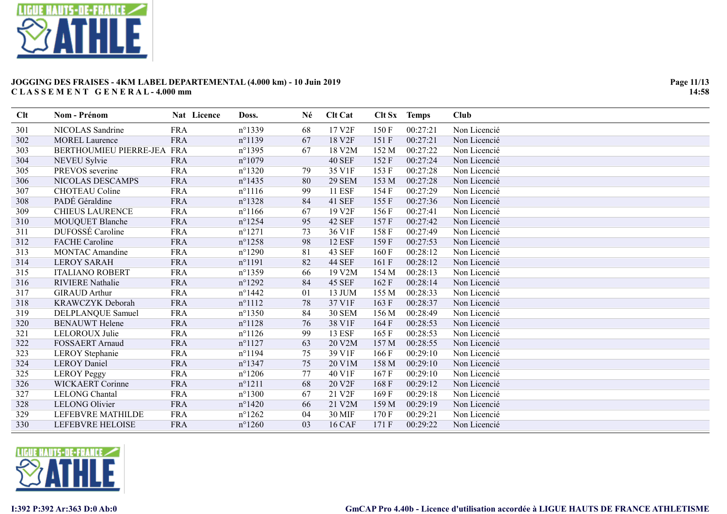**JOGGING DES FRAISES - 4KM LABEL DEPARTEMENTAL (4.000 km) - 10 Juin 2019**
**CLASSEMENT GENERAL - 4.000 mm**

| Clt | Nom - Prénom | Nat | Licence | Doss. | Né | Clt Cat | Clt Sx | Temps | Club |
|---|---|---|---|---|---|---|---|---|---|
| 301 | NICOLAS Sandrine | FRA | | n°1339 | 68 | 17 V2F | 150 F | 00:27:21 | Non Licencié |
| 302 | MOREL Laurence | FRA | | n°1139 | 67 | 18 V2F | 151 F | 00:27:21 | Non Licencié |
| 303 | BERTHOUMIEU PIERRE-JEA | FRA | | n°1395 | 67 | 18 V2M | 152 M | 00:27:22 | Non Licencié |
| 304 | NEVEU Sylvie | FRA | | n°1079 | | 40 SEF | 152 F | 00:27:24 | Non Licencié |
| 305 | PREVOS severine | FRA | | n°1320 | 79 | 35 V1F | 153 F | 00:27:28 | Non Licencié |
| 306 | NICOLAS DESCAMPS | FRA | | n°1435 | 80 | 29 SEM | 153 M | 00:27:28 | Non Licencié |
| 307 | CHOTEAU Coline | FRA | | n°1116 | 99 | 11 ESF | 154 F | 00:27:29 | Non Licencié |
| 308 | PADÉ Géraldine | FRA | | n°1328 | 84 | 41 SEF | 155 F | 00:27:36 | Non Licencié |
| 309 | CHIEUS LAURENCE | FRA | | n°1166 | 67 | 19 V2F | 156 F | 00:27:41 | Non Licencié |
| 310 | MOUQUET Blanche | FRA | | n°1254 | 95 | 42 SEF | 157 F | 00:27:42 | Non Licencié |
| 311 | DUFOSSÉ Caroline | FRA | | n°1271 | 73 | 36 V1F | 158 F | 00:27:49 | Non Licencié |
| 312 | FACHE Caroline | FRA | | n°1258 | 98 | 12 ESF | 159 F | 00:27:53 | Non Licencié |
| 313 | MONTAC Amandine | FRA | | n°1290 | 81 | 43 SEF | 160 F | 00:28:12 | Non Licencié |
| 314 | LEROY SARAH | FRA | | n°1191 | 82 | 44 SEF | 161 F | 00:28:12 | Non Licencié |
| 315 | ITALIANO ROBERT | FRA | | n°1359 | 66 | 19 V2M | 154 M | 00:28:13 | Non Licencié |
| 316 | RIVIERE Nathalie | FRA | | n°1292 | 84 | 45 SEF | 162 F | 00:28:14 | Non Licencié |
| 317 | GIRAUD Arthur | FRA | | n°1442 | 01 | 13 JUM | 155 M | 00:28:33 | Non Licencié |
| 318 | KRAWCZYK Deborah | FRA | | n°1112 | 78 | 37 V1F | 163 F | 00:28:37 | Non Licencié |
| 319 | DELPLANQUE Samuel | FRA | | n°1350 | 84 | 30 SEM | 156 M | 00:28:49 | Non Licencié |
| 320 | BENAUWT Helene | FRA | | n°1128 | 76 | 38 V1F | 164 F | 00:28:53 | Non Licencié |
| 321 | LELOROUX Julie | FRA | | n°1126 | 99 | 13 ESF | 165 F | 00:28:53 | Non Licencié |
| 322 | FOSSAERT Arnaud | FRA | | n°1127 | 63 | 20 V2M | 157 M | 00:28:55 | Non Licencié |
| 323 | LEROY Stephanie | FRA | | n°1194 | 75 | 39 V1F | 166 F | 00:29:10 | Non Licencié |
| 324 | LEROY Daniel | FRA | | n°1347 | 75 | 20 V1M | 158 M | 00:29:10 | Non Licencié |
| 325 | LEROY Peggy | FRA | | n°1206 | 77 | 40 V1F | 167 F | 00:29:10 | Non Licencié |
| 326 | WICKAERT Corinne | FRA | | n°1211 | 68 | 20 V2F | 168 F | 00:29:12 | Non Licencié |
| 327 | LELONG Chantal | FRA | | n°1300 | 67 | 21 V2F | 169 F | 00:29:18 | Non Licencié |
| 328 | LELONG Olivier | FRA | | n°1420 | 66 | 21 V2M | 159 M | 00:29:19 | Non Licencié |
| 329 | LEFEBVRE MATHILDE | FRA | | n°1262 | 04 | 30 MIF | 170 F | 00:29:21 | Non Licencié |
| 330 | LEFEBVRE HELOISE | FRA | | n°1260 | 03 | 16 CAF | 171 F | 00:29:22 | Non Licencié |

**I:392 P:392 Ar:363 D:0 Ab:0**

**GmCAP Pro 4.40b - Licence d'utilisation accordée à LIGUE HAUTS DE FRANCE ATHLETISME**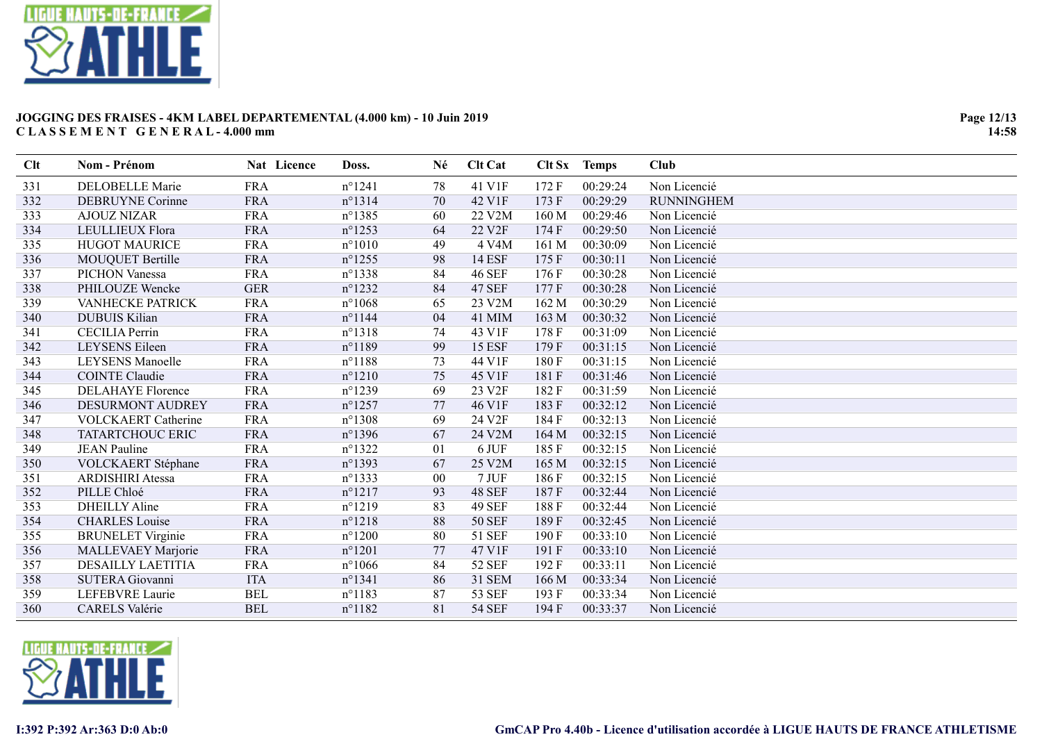**JOGGING DES FRAISES - 4KM LABEL DEPARTEMENTAL (4.000 km) - 10 Juin 2019**
**C L A S S E M E N T   G E N E R A L - 4.000 mm**

| Clt | Nom - Prénom | Nat | Licence | Doss. | Né | Clt Cat | Clt Sx | Temps | Club |
|---|---|---|---|---|---|---|---|---|---|
| 331 | DELOBELLE Marie | FRA | | n°1241 | 78 | 41 V1F | 172 F | 00:29:24 | Non Licencié |
| 332 | DEBRUYNE Corinne | FRA | | n°1314 | 70 | 42 V1F | 173 F | 00:29:29 | RUNNINGHEM |
| 333 | AJOUZ NIZAR | FRA | | n°1385 | 60 | 22 V2M | 160 M | 00:29:46 | Non Licencié |
| 334 | LEULLIEUX Flora | FRA | | n°1253 | 64 | 22 V2F | 174 F | 00:29:50 | Non Licencié |
| 335 | HUGOT MAURICE | FRA | | n°1010 | 49 | 4 V4M | 161 M | 00:30:09 | Non Licencié |
| 336 | MOUQUET Bertille | FRA | | n°1255 | 98 | 14 ESF | 175 F | 00:30:11 | Non Licencié |
| 337 | PICHON Vanessa | FRA | | n°1338 | 84 | 46 SEF | 176 F | 00:30:28 | Non Licencié |
| 338 | PHILOUZE Wencke | GER | | n°1232 | 84 | 47 SEF | 177 F | 00:30:28 | Non Licencié |
| 339 | VANHECKE PATRICK | FRA | | n°1068 | 65 | 23 V2M | 162 M | 00:30:29 | Non Licencié |
| 340 | DUBUIS Kilian | FRA | | n°1144 | 04 | 41 MIM | 163 M | 00:30:32 | Non Licencié |
| 341 | CECILIA Perrin | FRA | | n°1318 | 74 | 43 V1F | 178 F | 00:31:09 | Non Licencié |
| 342 | LEYSENS Eileen | FRA | | n°1189 | 99 | 15 ESF | 179 F | 00:31:15 | Non Licencié |
| 343 | LEYSENS Manoelle | FRA | | n°1188 | 73 | 44 V1F | 180 F | 00:31:15 | Non Licencié |
| 344 | COINTE Claudie | FRA | | n°1210 | 75 | 45 V1F | 181 F | 00:31:46 | Non Licencié |
| 345 | DELAHAYE Florence | FRA | | n°1239 | 69 | 23 V2F | 182 F | 00:31:59 | Non Licencié |
| 346 | DESURMONT AUDREY | FRA | | n°1257 | 77 | 46 V1F | 183 F | 00:32:12 | Non Licencié |
| 347 | VOLCKAERT Catherine | FRA | | n°1308 | 69 | 24 V2F | 184 F | 00:32:13 | Non Licencié |
| 348 | TATARTCHOUC ERIC | FRA | | n°1396 | 67 | 24 V2M | 164 M | 00:32:15 | Non Licencié |
| 349 | JEAN Pauline | FRA | | n°1322 | 01 | 6 JUF | 185 F | 00:32:15 | Non Licencié |
| 350 | VOLCKAERT Stéphane | FRA | | n°1393 | 67 | 25 V2M | 165 M | 00:32:15 | Non Licencié |
| 351 | ARDISHIRI Atessa | FRA | | n°1333 | 00 | 7 JUF | 186 F | 00:32:15 | Non Licencié |
| 352 | PILLE Chloé | FRA | | n°1217 | 93 | 48 SEF | 187 F | 00:32:44 | Non Licencié |
| 353 | DHEILLY Aline | FRA | | n°1219 | 83 | 49 SEF | 188 F | 00:32:44 | Non Licencié |
| 354 | CHARLES Louise | FRA | | n°1218 | 88 | 50 SEF | 189 F | 00:32:45 | Non Licencié |
| 355 | BRUNELET Virginie | FRA | | n°1200 | 80 | 51 SEF | 190 F | 00:33:10 | Non Licencié |
| 356 | MALLEVAEY Marjorie | FRA | | n°1201 | 77 | 47 V1F | 191 F | 00:33:10 | Non Licencié |
| 357 | DESAILLY LAETITIA | FRA | | n°1066 | 84 | 52 SEF | 192 F | 00:33:11 | Non Licencié |
| 358 | SUTERA Giovanni | ITA | | n°1341 | 86 | 31 SEM | 166 M | 00:33:34 | Non Licencié |
| 359 | LEFEBVRE Laurie | BEL | | n°1183 | 87 | 53 SEF | 193 F | 00:33:34 | Non Licencié |
| 360 | CARELS Valérie | BEL | | n°1182 | 81 | 54 SEF | 194 F | 00:33:37 | Non Licencié |

**I:392 P:392 Ar:363 D:0 Ab:0**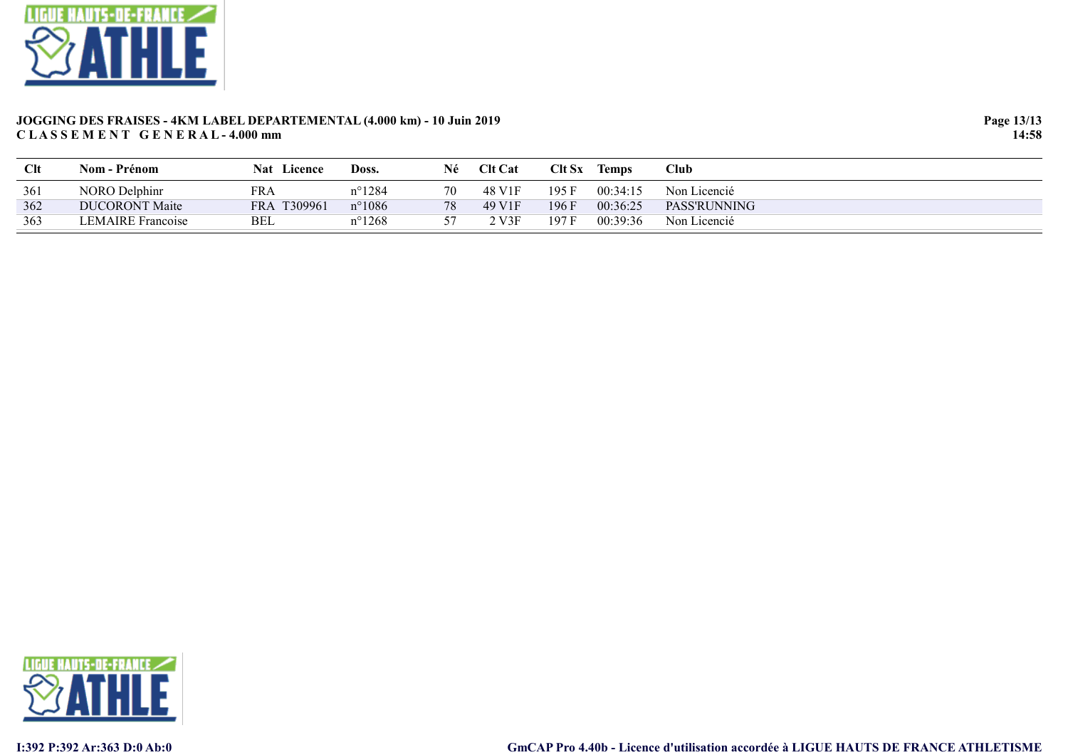**JOGGING DES FRAISES - 4KM LABEL DEPARTEMENTAL (4.000 km) - 10 Juin 2019**
**C L A S S E M E N T G E N E R A L - 4.000 mm**

| Clt | Nom - Prénom | Nat | Licence | Doss. | Né | Clt Cat | Clt Sx | Temps | Club |
|---|---|---|---|---|---|---|---|---|---|
| 361 | NORO Delphinr | FRA | | n°1284 | 70 | 48 V1F | 195 F | 00:34:15 | Non Licencié |
| 362 | DUCORONT Maite | FRA | T309961 | n°1086 | 78 | 49 V1F | 196 F | 00:36:25 | PASS'RUNNING |
| 363 | LEMAIRE Francoise | BEL | | n°1268 | 57 | 2 V3F | 197 F | 00:39:36 | Non Licencié |

I:392 P:392 Ar:363 D:0 Ab:0

GmCAP Pro 4.40b - Licence d'utilisation accordée à LIGUE HAUTS DE FRANCE ATHLETISME